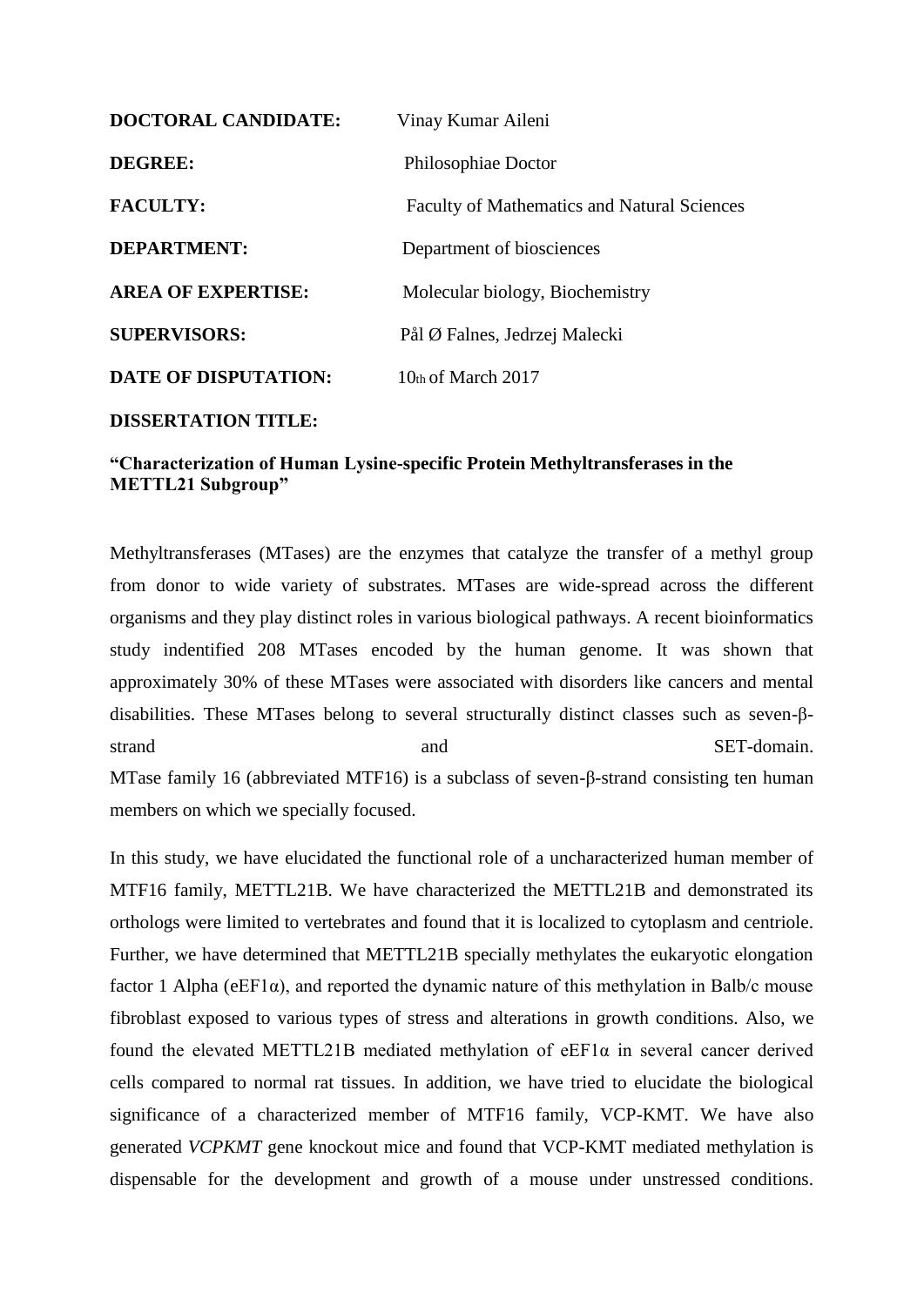**DOCTORAL CANDIDATE:** Vinay Kumar Aileni

**DEGREE:** Philosophiae Doctor

**FACULTY:** Faculty of Mathematics and Natural Sciences

**DEPARTMENT:** Department of biosciences

**AREA OF EXPERTISE:** Molecular biology, Biochemistry

**SUPERVISORS:** Pål Ø Falnes, Jedrzej Malecki

**DATE OF DISPUTATION:** 10th of March 2017

**DISSERTATION TITLE:**

**"Characterization of Human Lysine-specific Protein Methyltransferases in the METTL21 Subgroup"**

Methyltransferases (MTases) are the enzymes that catalyze the transfer of a methyl group from donor to wide variety of substrates. MTases are wide-spread across the different organisms and they play distinct roles in various biological pathways. A recent bioinformatics study indentified 208 MTases encoded by the human genome. It was shown that approximately 30% of these MTases were associated with disorders like cancers and mental disabilities. These MTases belong to several structurally distinct classes such as seven-β-strand and SET-domain.
MTase family 16 (abbreviated MTF16) is a subclass of seven-β-strand consisting ten human members on which we specially focused.

In this study, we have elucidated the functional role of a uncharacterized human member of MTF16 family, METTL21B. We have characterized the METTL21B and demonstrated its orthologs were limited to vertebrates and found that it is localized to cytoplasm and centriole. Further, we have determined that METTL21B specially methylates the eukaryotic elongation factor 1 Alpha (eEF1α), and reported the dynamic nature of this methylation in Balb/c mouse fibroblast exposed to various types of stress and alterations in growth conditions. Also, we found the elevated METTL21B mediated methylation of eEF1α in several cancer derived cells compared to normal rat tissues. In addition, we have tried to elucidate the biological significance of a characterized member of MTF16 family, VCP-KMT. We have also generated *VCPKMT* gene knockout mice and found that VCP-KMT mediated methylation is dispensable for the development and growth of a mouse under unstressed conditions.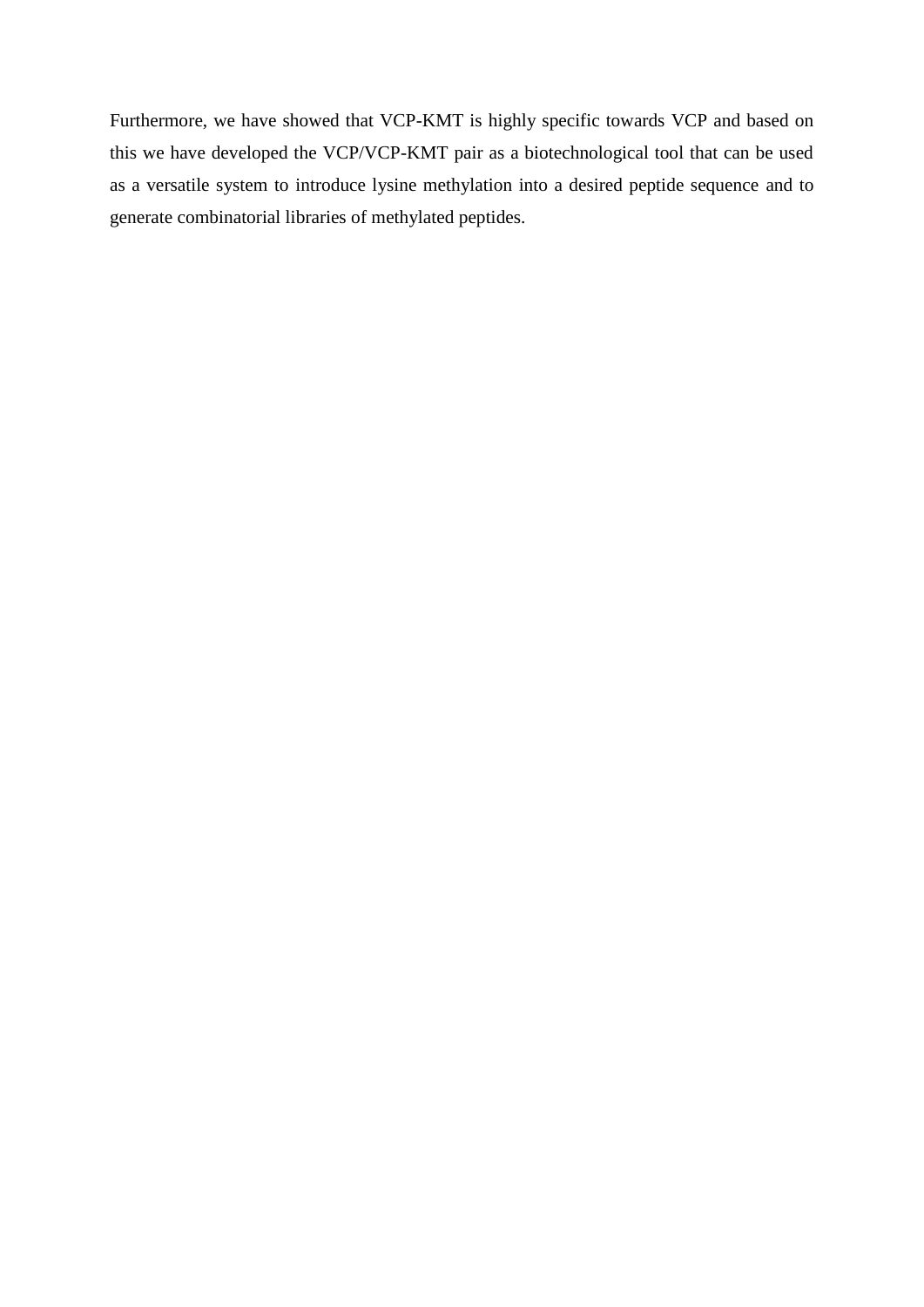Furthermore, we have showed that VCP-KMT is highly specific towards VCP and based on this we have developed the VCP/VCP-KMT pair as a biotechnological tool that can be used as a versatile system to introduce lysine methylation into a desired peptide sequence and to generate combinatorial libraries of methylated peptides.